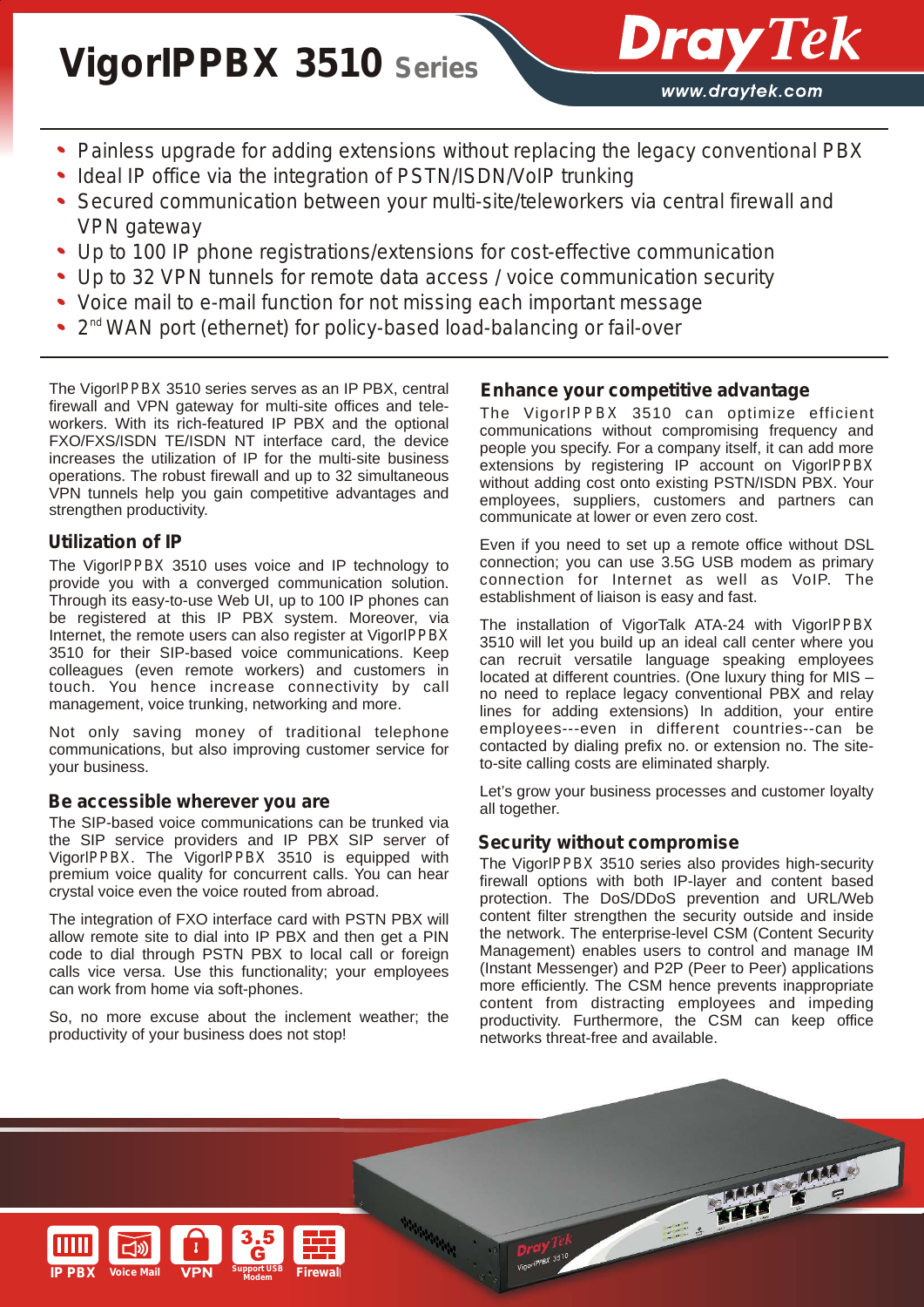# VigorIPPBX 3510 Series

DrayTek
www.draytek.com

- Painless upgrade for adding extensions without replacing the legacy conventional PBX
- Ideal IP office via the integration of PSTN/ISDN/VoIP trunking
- Secured communication between your multi-site/teleworkers via central firewall and VPN gateway
- Up to 100 IP phone registrations/extensions for cost-effective communication
- Up to 32 VPN tunnels for remote data access / voice communication security
- Voice mail to e-mail function for not missing each important message
- 2nd WAN port (ethernet) for policy-based load-balancing or fail-over

The VigorIPPBX 3510 series serves as an IP PBX, central firewall and VPN gateway for multi-site offices and teleworkers. With its rich-featured IP PBX and the optional FXO/FXS/ISDN TE/ISDN NT interface card, the device increases the utilization of IP for the multi-site business operations. The robust firewall and up to 32 simultaneous VPN tunnels help you gain competitive advantages and strengthen productivity.

## Utilization of IP

The VigorIPPBX 3510 uses voice and IP technology to provide you with a converged communication solution. Through its easy-to-use Web UI, up to 100 IP phones can be registered at this IP PBX system. Moreover, via Internet, the remote users can also register at VigorIPPBX 3510 for their SIP-based voice communications. Keep colleagues (even remote workers) and customers in touch. You hence increase connectivity by call management, voice trunking, networking and more.

Not only saving money of traditional telephone communications, but also improving customer service for your business.

## Be accessible wherever you are

The SIP-based voice communications can be trunked via the SIP service providers and IP PBX SIP server of VigorIPPBX. The VigorIPPBX 3510 is equipped with premium voice quality for concurrent calls. You can hear crystal voice even the voice routed from abroad.

The integration of FXO interface card with PSTN PBX will allow remote site to dial into IP PBX and then get a PIN code to dial through PSTN PBX to local call or foreign calls vice versa. Use this functionality; your employees can work from home via soft-phones.

So, no more excuse about the inclement weather; the productivity of your business does not stop!

## Enhance your competitive advantage

The VigorIPPBX 3510 can optimize efficient communications without compromising frequency and people you specify. For a company itself, it can add more extensions by registering IP account on VigorIPPBX without adding cost onto existing PSTN/ISDN PBX. Your employees, suppliers, customers and partners can communicate at lower or even zero cost.

Even if you need to set up a remote office without DSL connection; you can use 3.5G USB modem as primary connection for Internet as well as VoIP. The establishment of liaison is easy and fast.

The installation of VigorTalk ATA-24 with VigorIPPBX 3510 will let you build up an ideal call center where you can recruit versatile language speaking employees located at different countries. (One luxury thing for MIS – no need to replace legacy conventional PBX and relay lines for adding extensions) In addition, your entire employees---even in different countries--can be contacted by dialing prefix no. or extension no. The site-to-site calling costs are eliminated sharply.

Let's grow your business processes and customer loyalty all together.

## Security without compromise

The VigorIPPBX 3510 series also provides high-security firewall options with both IP-layer and content based protection. The DoS/DDoS prevention and URL/Web content filter strengthen the security outside and inside the network. The enterprise-level CSM (Content Security Management) enables users to control and manage IM (Instant Messenger) and P2P (Peer to Peer) applications more efficiently. The CSM hence prevents inappropriate content from distracting employees and impeding productivity. Furthermore, the CSM can keep office networks threat-free and available.

IP PBX | Voice Mail | VPN | 3.5G Support USB Modem | Firewall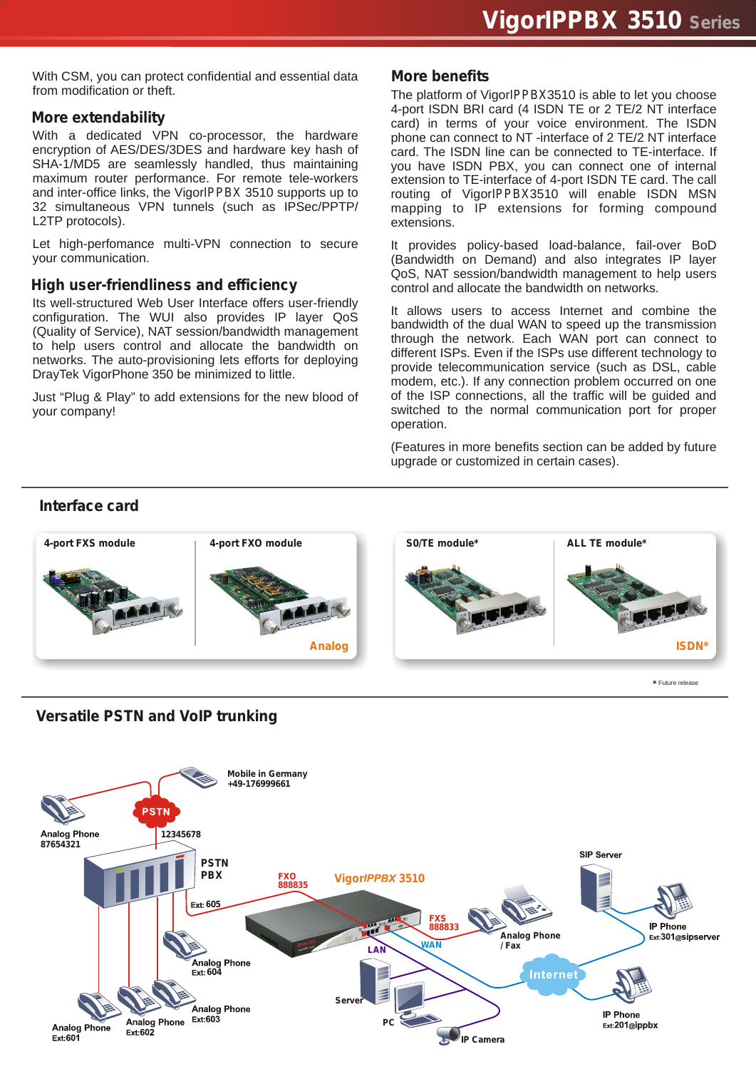With CSM, you can protect confidential and essential data from modification or theft.

## More extendability

With a dedicated VPN co-processor, the hardware encryption of AES/DES/3DES and hardware key hash of SHA-1/MD5 are seamlessly handled, thus maintaining maximum router performance. For remote tele-workers and inter-office links, the VigorIPPBX 3510 supports up to 32 simultaneous VPN tunnels (such as IPSec/PPTP/L2TP protocols).

Let high-perfomance multi-VPN connection to secure your communication.

## High user-friendliness and efficiency

Its well-structured Web User Interface offers user-friendly configuration. The WUI also provides IP layer QoS (Quality of Service), NAT session/bandwidth management to help users control and allocate the bandwidth on networks. The auto-provisioning lets efforts for deploying DrayTek VigorPhone 350 be minimized to little.

Just "Plug & Play" to add extensions for the new blood of your company!

## More benefits

The platform of VigorIPPBX3510 is able to let you choose 4-port ISDN BRI card (4 ISDN TE or 2 TE/2 NT interface card) in terms of your voice environment. The ISDN phone can connect to NT -interface of 2 TE/2 NT interface card. The ISDN line can be connected to TE-interface. If you have ISDN PBX, you can connect one of internal extension to TE-interface of 4-port ISDN TE card. The call routing of VigorIPPBX3510 will enable ISDN MSN mapping to IP extensions for forming compound extensions.

It provides policy-based load-balance, fail-over BoD (Bandwidth on Demand) and also integrates IP layer QoS, NAT session/bandwidth management to help users control and allocate the bandwidth on networks.

It allows users to access Internet and combine the bandwidth of the dual WAN to speed up the transmission through the network. Each WAN port can connect to different ISPs. Even if the ISPs use different technology to provide telecommunication service (such as DSL, cable modem, etc.). If any connection problem occurred on one of the ISP connections, all the traffic will be guided and switched to the normal communication port for proper operation.

(Features in more benefits section can be added by future upgrade or customized in certain cases).

## Interface card

| 4-port FXS module | 4-port FXO module | S0/TE module* | ALL TE module* |
|---|---|---|---|
| Analog | | ISDN* | |

* Future release

## Versatile PSTN and VoIP trunking

Mobile in Germany +49-176999661

PSTN

Analog Phone 87654321

12345678

PSTN PBX

Ext: 605

FXO 888835

VigorIPPBX 3510

FXS 888833

Analog Phone / Fax

SIP Server

IP Phone Ext:301@sipserver

LAN

WAN

Internet

Analog Phone Ext: 604

Analog Phone Ext:603

Analog Phone Ext:602

Analog Phone Ext:601

Server

PC

IP Camera

IP Phone Ext:201@ippbx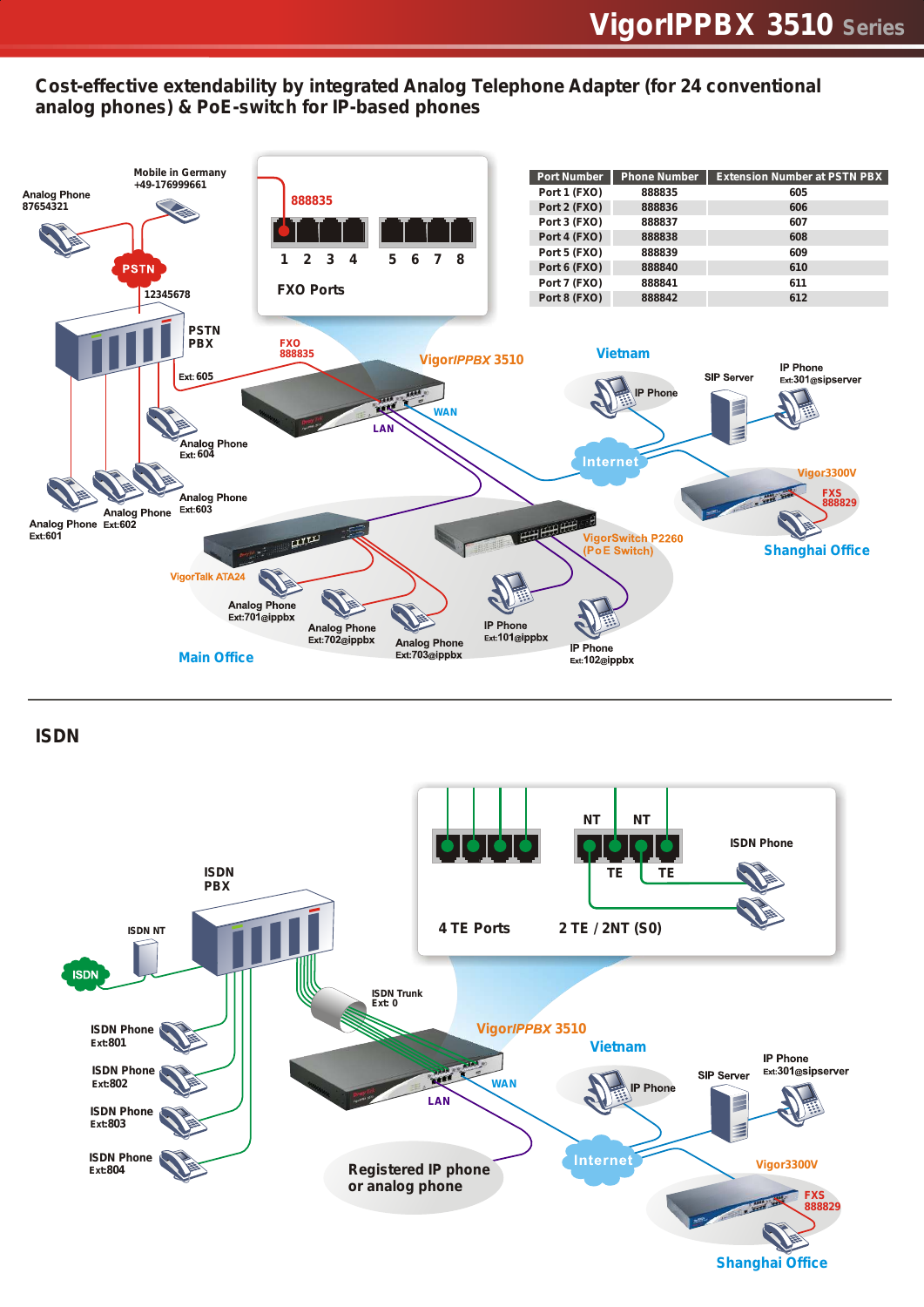## Cost-effective extendability by integrated Analog Telephone Adapter (for 24 conventional analog phones) & PoE-switch for IP-based phones

| Port Number | Phone Number | Extension Number at PSTN PBX |
|---|---|---|
| Port 1 (FXO) | 888835 | 605 |
| Port 2 (FXO) | 888836 | 606 |
| Port 3 (FXO) | 888837 | 607 |
| Port 4 (FXO) | 888838 | 608 |
| Port 5 (FXO) | 888839 | 609 |
| Port 6 (FXO) | 888840 | 610 |
| Port 7 (FXO) | 888841 | 611 |
| Port 8 (FXO) | 888842 | 612 |

Analog Phone 87654321
Mobile in Germany +49-176999661
PSTN
12345678
PSTN PBX
Ext: 605
FXO 888835
888835
1 2 3 4 5 6 7 8
FXO Ports
VigorIPPBX 3510
WAN
LAN
Analog Phone Ext: 604
Analog Phone Ext: 603
Analog Phone Ext: 602
Analog Phone Ext: 601
Vietnam
IP Phone
SIP Server
IP Phone Ext: 301@sipserver
Internet
Vigor3300V
FXS 888829
Shanghai Office
VigorSwitch P2260 (PoE Switch)
VigorTalk ATA24
Analog Phone Ext: 701@ippbx
Analog Phone Ext: 702@ippbx
Analog Phone Ext: 703@ippbx
IP Phone Ext: 101@ippbx
IP Phone Ext: 102@ippbx
Main Office

## ISDN

4 TE Ports
NT NT
TE TE
2 TE / 2NT (S0)
ISDN Phone
ISDN PBX
ISDN NT
ISDN
ISDN Phone Ext: 801
ISDN Phone Ext: 802
ISDN Phone Ext: 803
ISDN Phone Ext: 804
ISDN Trunk Ext: 0
VigorIPPBX 3510
WAN
LAN
Registered IP phone or analog phone
Vietnam
IP Phone
SIP Server
IP Phone Ext: 301@sipserver
Internet
Vigor3300V
FXS 888829
Shanghai Office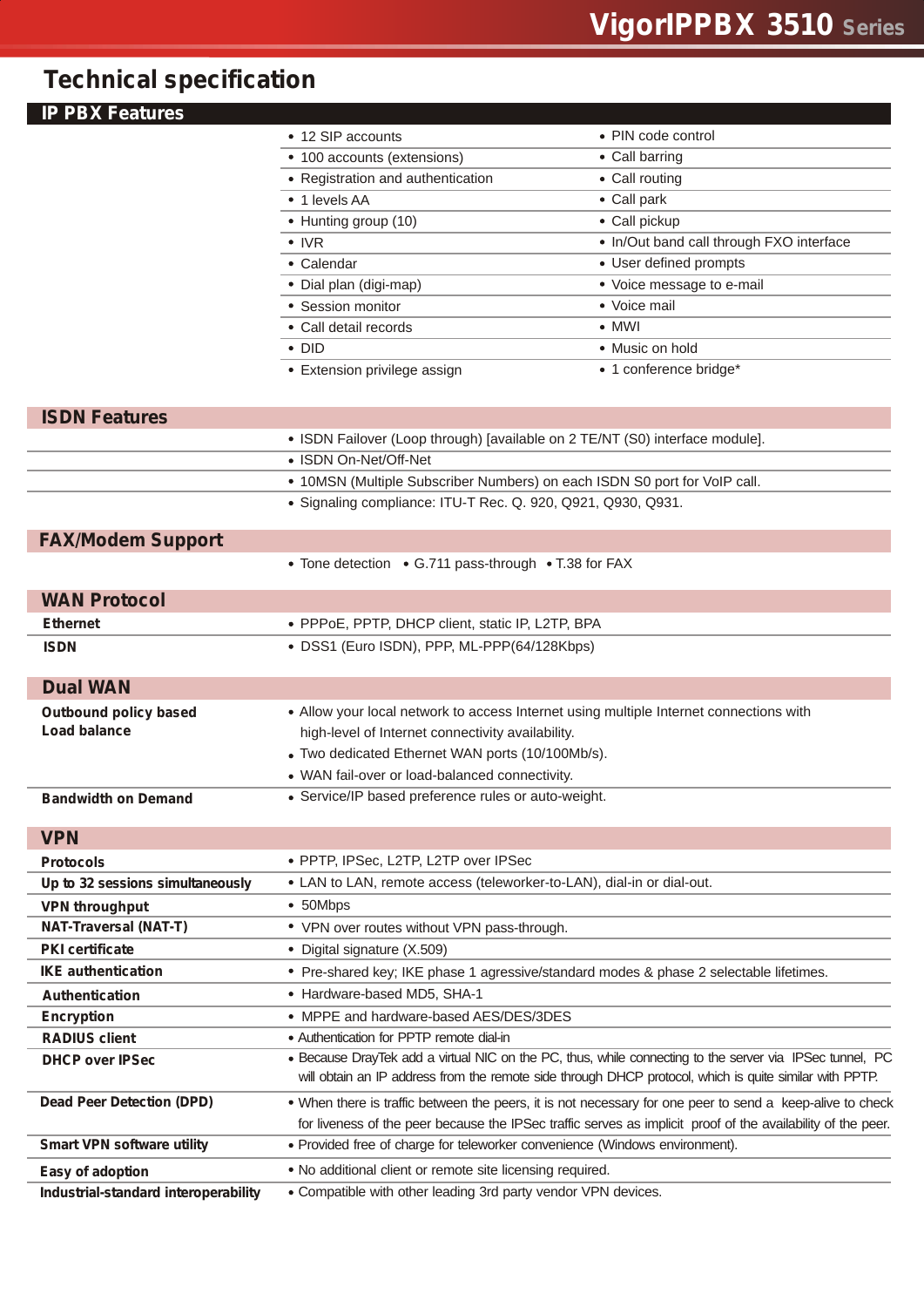# Technical specification

## IP PBX Features

| | |
|---|---|
| • 12 SIP accounts | • PIN code control |
| • 100 accounts (extensions) | • Call barring |
| • Registration and authentication | • Call routing |
| • 1 levels AA | • Call park |
| • Hunting group (10) | • Call pickup |
| • IVR | • In/Out band call through FXO interface |
| • Calendar | • User defined prompts |
| • Dial plan (digi-map) | • Voice message to e-mail |
| • Session monitor | • Voice mail |
| • Call detail records | • MWI |
| • DID | • Music on hold |
| • Extension privilege assign | • 1 conference bridge* |

## ISDN Features

- ISDN Failover (Loop through) [available on 2 TE/NT (S0) interface module].
- ISDN On-Net/Off-Net
- 10MSN (Multiple Subscriber Numbers) on each ISDN S0 port for VoIP call.
- Signaling compliance: ITU-T Rec. Q. 920, Q921, Q930, Q931.

## FAX/Modem Support

- Tone detection • G.711 pass-through • T.38 for FAX

## WAN Protocol

| | |
|---|---|
| **Ethernet** | • PPPoE, PPTP, DHCP client, static IP, L2TP, BPA |
| **ISDN** | • DSS1 (Euro ISDN), PPP, ML-PPP(64/128Kbps) |

## Dual WAN

| | |
|---|---|
| **Outbound policy based Load balance** | • Allow your local network to access Internet using multiple Internet connections with high-level of Internet connectivity availability.<br>• Two dedicated Ethernet WAN ports (10/100Mb/s).<br>• WAN fail-over or load-balanced connectivity. |
| **Bandwidth on Demand** | • Service/IP based preference rules or auto-weight. |

## VPN

| | |
|---|---|
| **Protocols** | • PPTP, IPSec, L2TP, L2TP over IPSec |
| **Up to 32 sessions simultaneously** | • LAN to LAN, remote access (teleworker-to-LAN), dial-in or dial-out. |
| **VPN throughput** | • 50Mbps |
| **NAT-Traversal (NAT-T)** | • VPN over routes without VPN pass-through. |
| **PKI certificate** | • Digital signature (X.509) |
| **IKE authentication** | • Pre-shared key; IKE phase 1 agressive/standard modes & phase 2 selectable lifetimes. |
| **Authentication** | • Hardware-based MD5, SHA-1 |
| **Encryption** | • MPPE and hardware-based AES/DES/3DES |
| **RADIUS client** | • Authentication for PPTP remote dial-in |
| **DHCP over IPSec** | • Because DrayTek add a virtual NIC on the PC, thus, while connecting to the server via IPSec tunnel, PC will obtain an IP address from the remote side through DHCP protocol, which is quite similar with PPTP. |
| **Dead Peer Detection (DPD)** | • When there is traffic between the peers, it is not necessary for one peer to send a keep-alive to check for liveness of the peer because the IPSec traffic serves as implicit proof of the availability of the peer. |
| **Smart VPN software utility** | • Provided free of charge for teleworker convenience (Windows environment). |
| **Easy of adoption** | • No additional client or remote site licensing required. |
| **Industrial-standard interoperability** | • Compatible with other leading 3rd party vendor VPN devices. |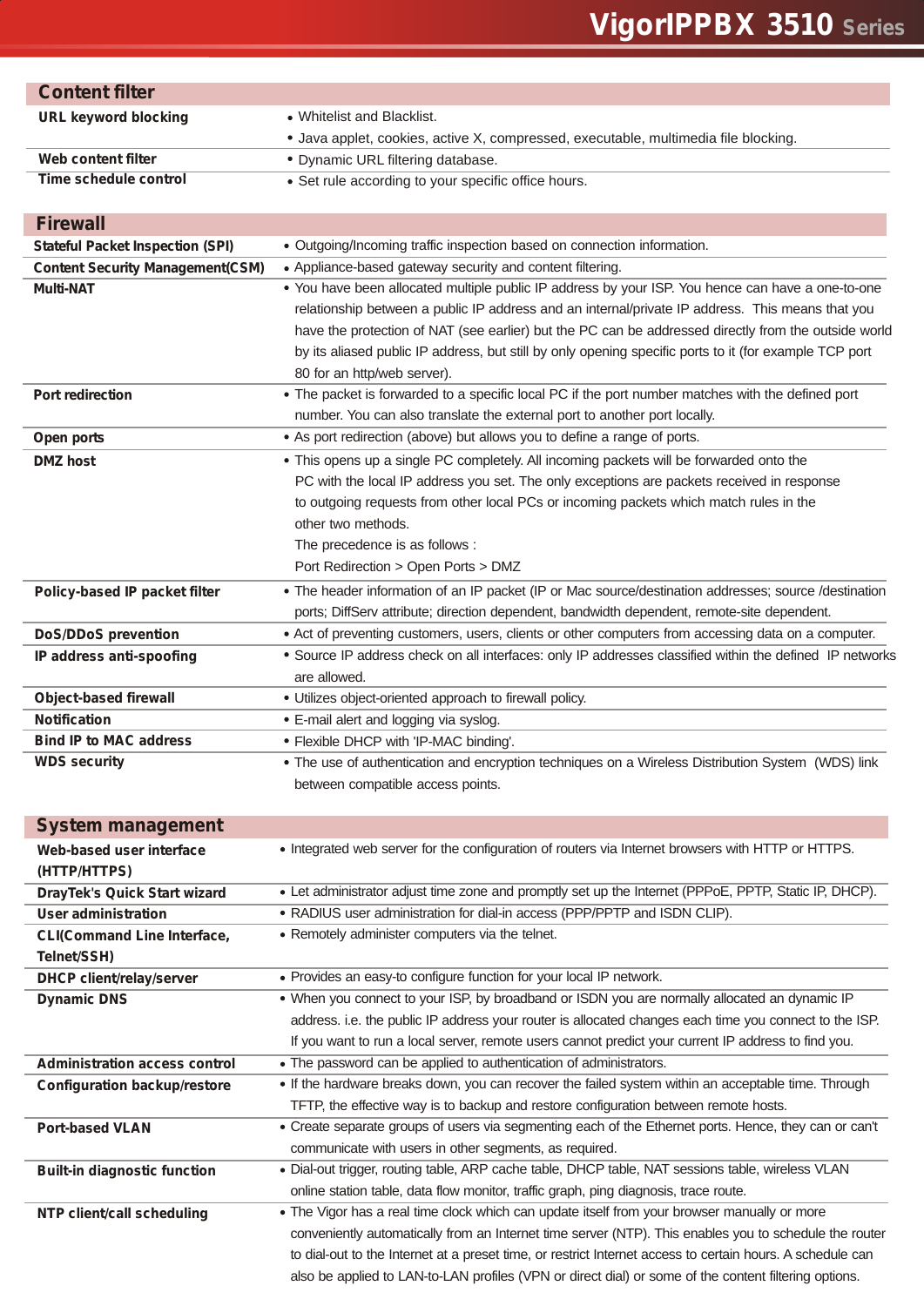## Content filter

| Feature | Description |
| --- | --- |
| URL keyword blocking | • Whitelist and Blacklist.<br>• Java applet, cookies, active X, compressed, executable, multimedia file blocking. |
| Web content filter | • Dynamic URL filtering database. |
| Time schedule control | • Set rule according to your specific office hours. |

## Firewall

| Feature | Description |
| --- | --- |
| Stateful Packet Inspection (SPI) | • Outgoing/Incoming traffic inspection based on connection information. |
| Content Security Management(CSM) | • Appliance-based gateway security and content filtering. |
| Multi-NAT | • You have been allocated multiple public IP address by your ISP. You hence can have a one-to-one relationship between a public IP address and an internal/private IP address. This means that you have the protection of NAT (see earlier) but the PC can be addressed directly from the outside world by its aliased public IP address, but still by only opening specific ports to it (for example TCP port 80 for an http/web server). |
| Port redirection | • The packet is forwarded to a specific local PC if the port number matches with the defined port number. You can also translate the external port to another port locally. |
| Open ports | • As port redirection (above) but allows you to define a range of ports. |
| DMZ host | • This opens up a single PC completely. All incoming packets will be forwarded onto the PC with the local IP address you set. The only exceptions are packets received in response to outgoing requests from other local PCs or incoming packets which match rules in the other two methods.<br>The precedence is as follows :<br>Port Redirection > Open Ports > DMZ |
| Policy-based IP packet filter | • The header information of an IP packet (IP or Mac source/destination addresses; source /destination ports; DiffServ attribute; direction dependent, bandwidth dependent, remote-site dependent. |
| DoS/DDoS prevention | • Act of preventing customers, users, clients or other computers from accessing data on a computer. |
| IP address anti-spoofing | • Source IP address check on all interfaces: only IP addresses classified within the defined IP networks are allowed. |
| Object-based firewall | • Utilizes object-oriented approach to firewall policy. |
| Notification | • E-mail alert and logging via syslog. |
| Bind IP to MAC address | • Flexible DHCP with 'IP-MAC binding'. |
| WDS security | • The use of authentication and encryption techniques on a Wireless Distribution System (WDS) link between compatible access points. |

## System management

| Feature | Description |
| --- | --- |
| Web-based user interface (HTTP/HTTPS) | • Integrated web server for the configuration of routers via Internet browsers with HTTP or HTTPS. |
| DrayTek's Quick Start wizard | • Let administrator adjust time zone and promptly set up the Internet (PPPoE, PPTP, Static IP, DHCP). |
| User administration | • RADIUS user administration for dial-in access (PPP/PPTP and ISDN CLIP). |
| CLI(Command Line Interface, Telnet/SSH) | • Remotely administer computers via the telnet. |
| DHCP client/relay/server | • Provides an easy-to configure function for your local IP network. |
| Dynamic DNS | • When you connect to your ISP, by broadband or ISDN you are normally allocated an dynamic IP address. i.e. the public IP address your router is allocated changes each time you connect to the ISP. If you want to run a local server, remote users cannot predict your current IP address to find you. |
| Administration access control | • The password can be applied to authentication of administrators. |
| Configuration backup/restore | • If the hardware breaks down, you can recover the failed system within an acceptable time. Through TFTP, the effective way is to backup and restore configuration between remote hosts. |
| Port-based VLAN | • Create separate groups of users via segmenting each of the Ethernet ports. Hence, they can or can't communicate with users in other segments, as required. |
| Built-in diagnostic function | • Dial-out trigger, routing table, ARP cache table, DHCP table, NAT sessions table, wireless VLAN online station table, data flow monitor, traffic graph, ping diagnosis, trace route. |
| NTP client/call scheduling | • The Vigor has a real time clock which can update itself from your browser manually or more conveniently automatically from an Internet time server (NTP). This enables you to schedule the router to dial-out to the Internet at a preset time, or restrict Internet access to certain hours. A schedule can also be applied to LAN-to-LAN profiles (VPN or direct dial) or some of the content filtering options. |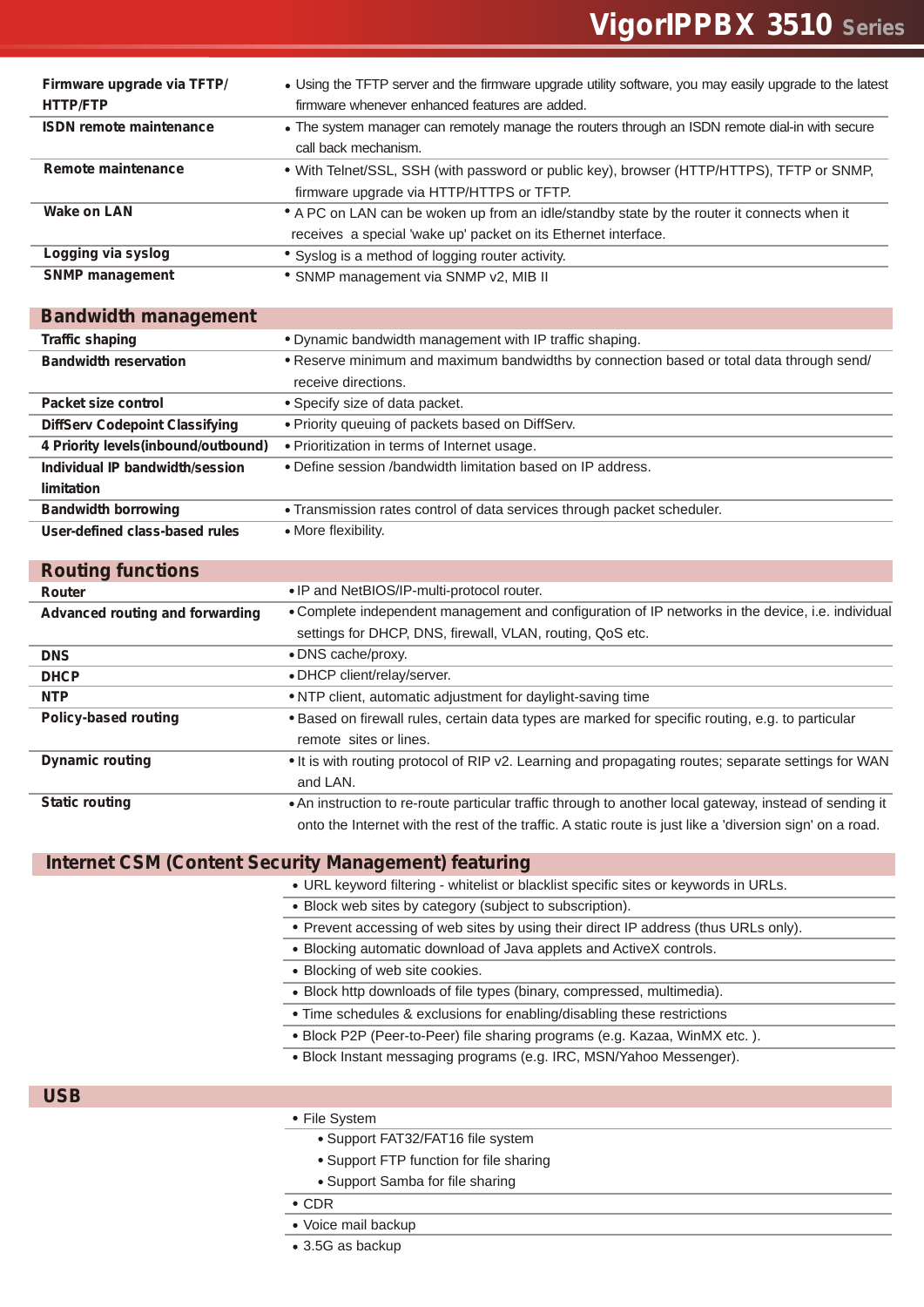| | |
|---|---|
| **Firmware upgrade via TFTP/ HTTP/FTP** | • Using the TFTP server and the firmware upgrade utility software, you may easily upgrade to the latest firmware whenever enhanced features are added. |
| **ISDN remote maintenance** | • The system manager can remotely manage the routers through an ISDN remote dial-in with secure call back mechanism. |
| **Remote maintenance** | • With Telnet/SSL, SSH (with password or public key), browser (HTTP/HTTPS), TFTP or SNMP, firmware upgrade via HTTP/HTTPS or TFTP. |
| **Wake on LAN** | • A PC on LAN can be woken up from an idle/standby state by the router it connects when it receives a special 'wake up' packet on its Ethernet interface. |
| **Logging via syslog** | • Syslog is a method of logging router activity. |
| **SNMP management** | • SNMP management via SNMP v2, MIB II |

## Bandwidth management

| | |
|---|---|
| **Traffic shaping** | • Dynamic bandwidth management with IP traffic shaping. |
| **Bandwidth reservation** | • Reserve minimum and maximum bandwidths by connection based or total data through send/ receive directions. |
| **Packet size control** | • Specify size of data packet. |
| **DiffServ Codepoint Classifying** | • Priority queuing of packets based on DiffServ. |
| **4 Priority levels(inbound/outbound)** | • Prioritization in terms of Internet usage. |
| **Individual IP bandwidth/session limitation** | • Define session /bandwidth limitation based on IP address. |
| **Bandwidth borrowing** | • Transmission rates control of data services through packet scheduler. |
| **User-defined class-based rules** | • More flexibility. |

## Routing functions

| | |
|---|---|
| **Router** | • IP and NetBIOS/IP-multi-protocol router. |
| **Advanced routing and forwarding** | • Complete independent management and configuration of IP networks in the device, i.e. individual settings for DHCP, DNS, firewall, VLAN, routing, QoS etc. |
| **DNS** | • DNS cache/proxy. |
| **DHCP** | • DHCP client/relay/server. |
| **NTP** | • NTP client, automatic adjustment for daylight-saving time |
| **Policy-based routing** | • Based on firewall rules, certain data types are marked for specific routing, e.g. to particular remote sites or lines. |
| **Dynamic routing** | • It is with routing protocol of RIP v2. Learning and propagating routes; separate settings for WAN and LAN. |
| **Static routing** | • An instruction to re-route particular traffic through to another local gateway, instead of sending it onto the Internet with the rest of the traffic. A static route is just like a 'diversion sign' on a road. |

## Internet CSM (Content Security Management) featuring

- URL keyword filtering - whitelist or blacklist specific sites or keywords in URLs.
- Block web sites by category (subject to subscription).
- Prevent accessing of web sites by using their direct IP address (thus URLs only).
- Blocking automatic download of Java applets and ActiveX controls.
- Blocking of web site cookies.
- Block http downloads of file types (binary, compressed, multimedia).
- Time schedules & exclusions for enabling/disabling these restrictions
- Block P2P (Peer-to-Peer) file sharing programs (e.g. Kazaa, WinMX etc. ).
- Block Instant messaging programs (e.g. IRC, MSN/Yahoo Messenger).

## USB

- File System
  - Support FAT32/FAT16 file system
  - Support FTP function for file sharing
  - Support Samba for file sharing
- CDR
- Voice mail backup
- 3.5G as backup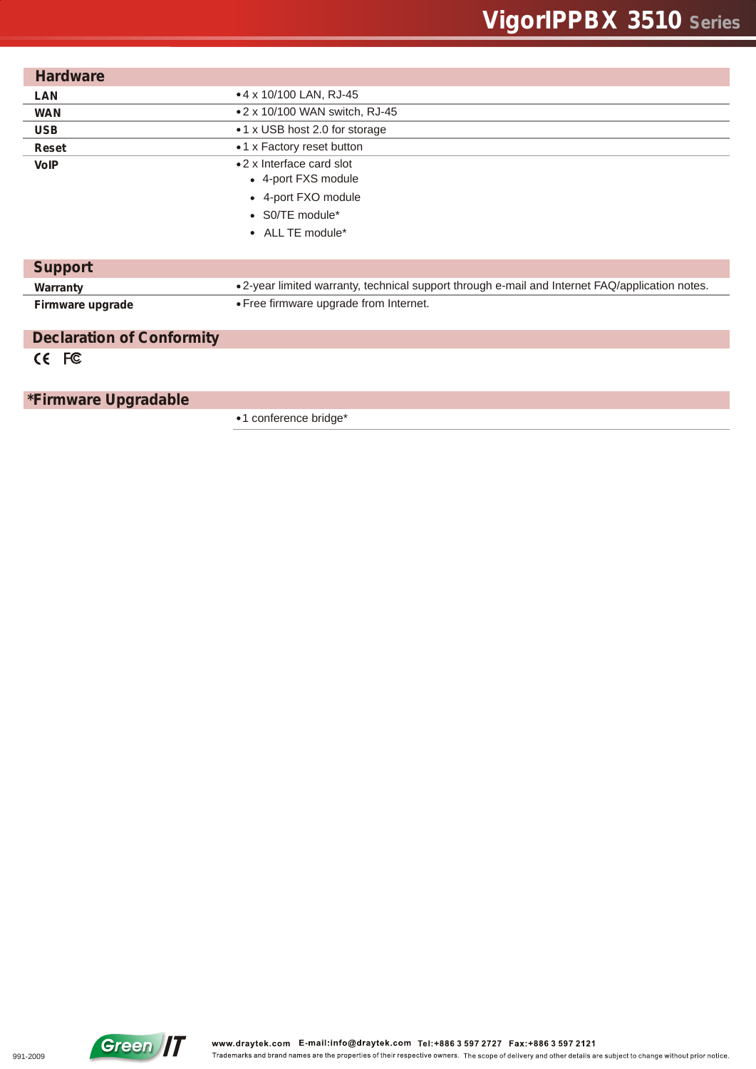## Hardware

| | |
|---|---|
| **LAN** | • 4 x 10/100 LAN, RJ-45 |
| **WAN** | • 2 x 10/100 WAN switch, RJ-45 |
| **USB** | • 1 x USB host 2.0 for storage |
| **Reset** | • 1 x Factory reset button |
| **VoIP** | • 2 x Interface card slot<br>• 4-port FXS module<br>• 4-port FXO module<br>• S0/TE module*<br>• ALL TE module* |

## Support

| | |
|---|---|
| **Warranty** | • 2-year limited warranty, technical support through e-mail and Internet FAQ/application notes. |
| **Firmware upgrade** | • Free firmware upgrade from Internet. |

## Declaration of Conformity

CE FC

## *Firmware Upgradable

- 1 conference bridge*

991-2009

Green IT

www.draytek.com E-mail:info@draytek.com Tel:+886 3 597 2727 Fax:+886 3 597 2121

Trademarks and brand names are the properties of their respective owners. The scope of delivery and other details are subject to change without prior notice.